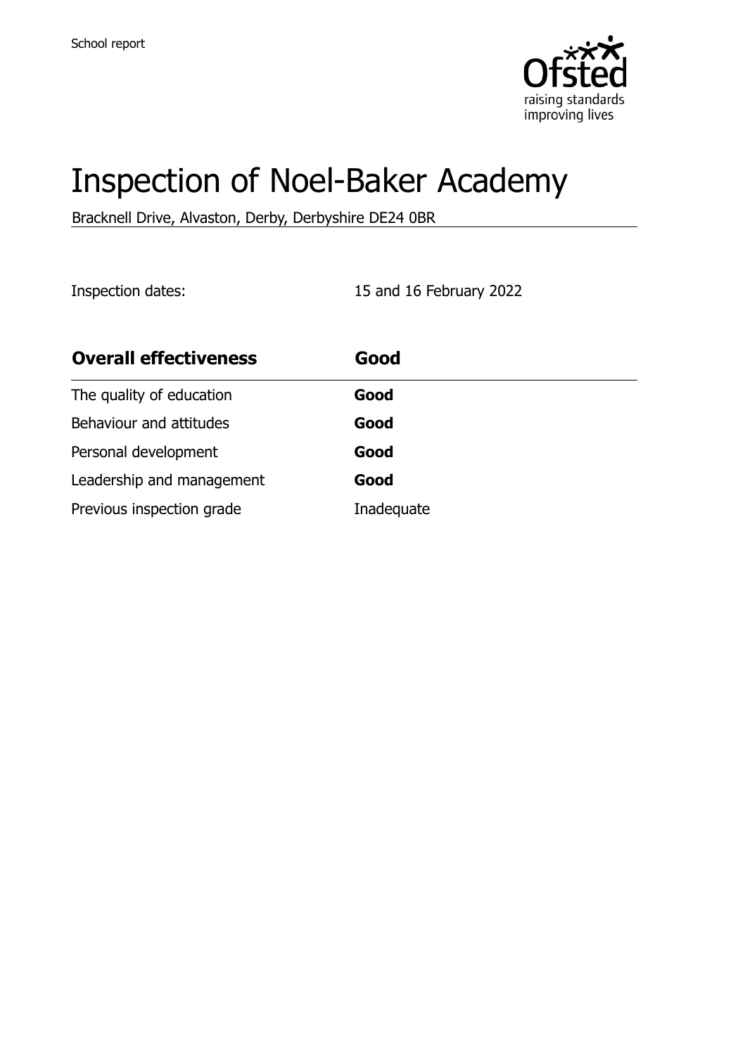School report

# Inspection of Noel-Baker Academy

Bracknell Drive, Alvaston, Derby, Derbyshire DE24 0BR

Inspection dates: 15 and 16 February 2022

| **Overall effectiveness** | **Good** |
|---|---|
| The quality of education | **Good** |
| Behaviour and attitudes | **Good** |
| Personal development | **Good** |
| Leadership and management | **Good** |
| Previous inspection grade | Inadequate |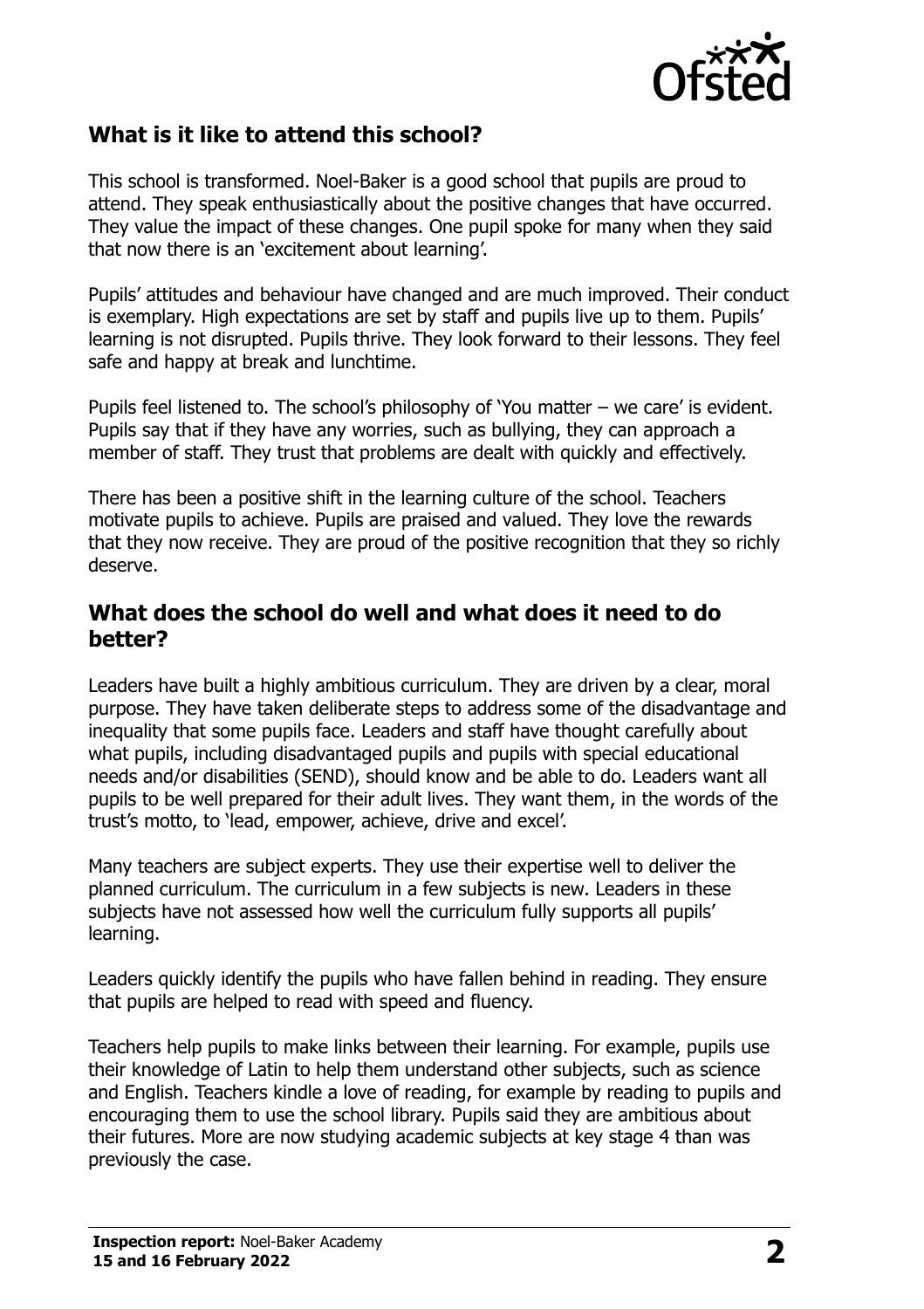## What is it like to attend this school?

This school is transformed. Noel-Baker is a good school that pupils are proud to attend. They speak enthusiastically about the positive changes that have occurred. They value the impact of these changes. One pupil spoke for many when they said that now there is an 'excitement about learning'.

Pupils' attitudes and behaviour have changed and are much improved. Their conduct is exemplary. High expectations are set by staff and pupils live up to them. Pupils' learning is not disrupted. Pupils thrive. They look forward to their lessons. They feel safe and happy at break and lunchtime.

Pupils feel listened to. The school's philosophy of 'You matter – we care' is evident. Pupils say that if they have any worries, such as bullying, they can approach a member of staff. They trust that problems are dealt with quickly and effectively.

There has been a positive shift in the learning culture of the school. Teachers motivate pupils to achieve. Pupils are praised and valued. They love the rewards that they now receive. They are proud of the positive recognition that they so richly deserve.

## What does the school do well and what does it need to do better?

Leaders have built a highly ambitious curriculum. They are driven by a clear, moral purpose. They have taken deliberate steps to address some of the disadvantage and inequality that some pupils face. Leaders and staff have thought carefully about what pupils, including disadvantaged pupils and pupils with special educational needs and/or disabilities (SEND), should know and be able to do. Leaders want all pupils to be well prepared for their adult lives. They want them, in the words of the trust's motto, to 'lead, empower, achieve, drive and excel'.

Many teachers are subject experts. They use their expertise well to deliver the planned curriculum. The curriculum in a few subjects is new. Leaders in these subjects have not assessed how well the curriculum fully supports all pupils' learning.

Leaders quickly identify the pupils who have fallen behind in reading. They ensure that pupils are helped to read with speed and fluency.

Teachers help pupils to make links between their learning. For example, pupils use their knowledge of Latin to help them understand other subjects, such as science and English. Teachers kindle a love of reading, for example by reading to pupils and encouraging them to use the school library. Pupils said they are ambitious about their futures. More are now studying academic subjects at key stage 4 than was previously the case.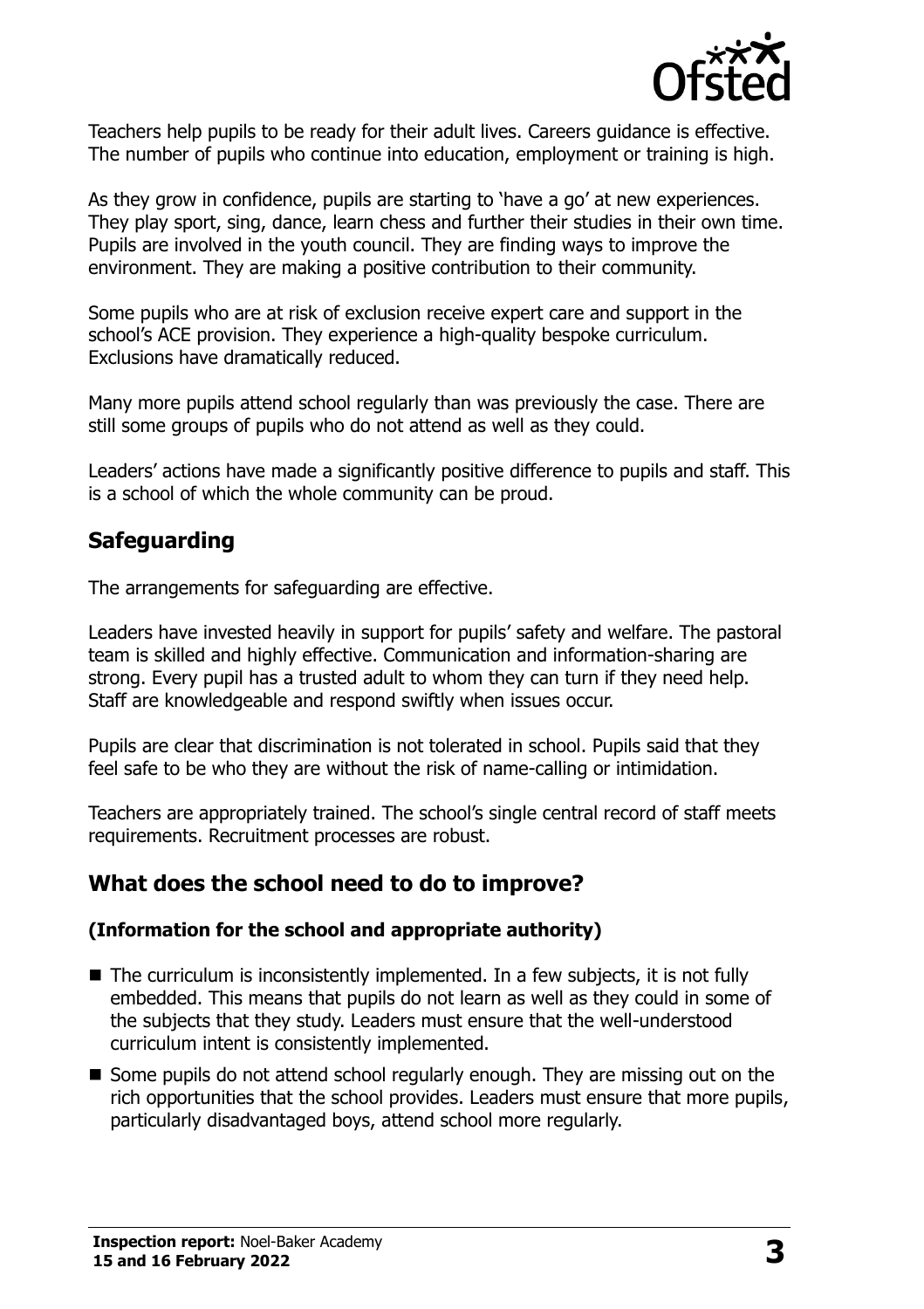Teachers help pupils to be ready for their adult lives. Careers guidance is effective. The number of pupils who continue into education, employment or training is high.

As they grow in confidence, pupils are starting to 'have a go' at new experiences. They play sport, sing, dance, learn chess and further their studies in their own time. Pupils are involved in the youth council. They are finding ways to improve the environment. They are making a positive contribution to their community.

Some pupils who are at risk of exclusion receive expert care and support in the school's ACE provision. They experience a high-quality bespoke curriculum. Exclusions have dramatically reduced.

Many more pupils attend school regularly than was previously the case. There are still some groups of pupils who do not attend as well as they could.

Leaders' actions have made a significantly positive difference to pupils and staff. This is a school of which the whole community can be proud.

## Safeguarding

The arrangements for safeguarding are effective.

Leaders have invested heavily in support for pupils' safety and welfare. The pastoral team is skilled and highly effective. Communication and information-sharing are strong. Every pupil has a trusted adult to whom they can turn if they need help. Staff are knowledgeable and respond swiftly when issues occur.

Pupils are clear that discrimination is not tolerated in school. Pupils said that they feel safe to be who they are without the risk of name-calling or intimidation.

Teachers are appropriately trained. The school's single central record of staff meets requirements. Recruitment processes are robust.

## What does the school need to do to improve?

### (Information for the school and appropriate authority)

- The curriculum is inconsistently implemented. In a few subjects, it is not fully embedded. This means that pupils do not learn as well as they could in some of the subjects that they study. Leaders must ensure that the well-understood curriculum intent is consistently implemented.
- Some pupils do not attend school regularly enough. They are missing out on the rich opportunities that the school provides. Leaders must ensure that more pupils, particularly disadvantaged boys, attend school more regularly.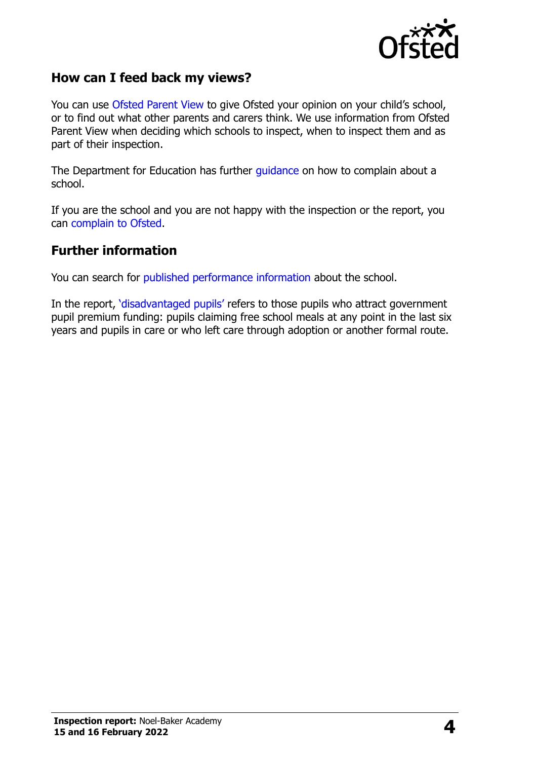## How can I feed back my views?

You can use Ofsted Parent View to give Ofsted your opinion on your child's school, or to find out what other parents and carers think. We use information from Ofsted Parent View when deciding which schools to inspect, when to inspect them and as part of their inspection.

The Department for Education has further guidance on how to complain about a school.

If you are the school and you are not happy with the inspection or the report, you can complain to Ofsted.

## Further information

You can search for published performance information about the school.

In the report, 'disadvantaged pupils' refers to those pupils who attract government pupil premium funding: pupils claiming free school meals at any point in the last six years and pupils in care or who left care through adoption or another formal route.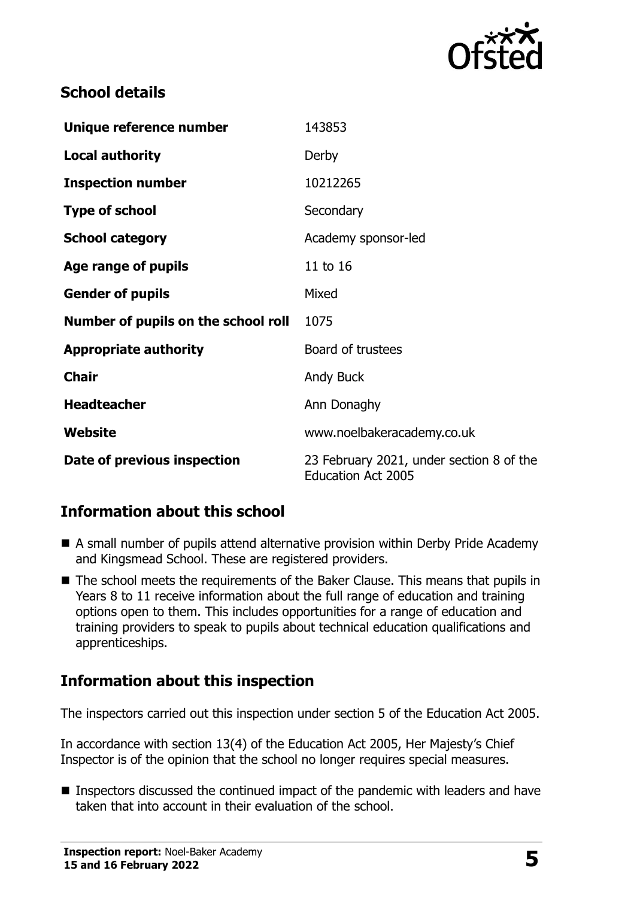## School details

| | |
|---|---|
| **Unique reference number** | 143853 |
| **Local authority** | Derby |
| **Inspection number** | 10212265 |
| **Type of school** | Secondary |
| **School category** | Academy sponsor-led |
| **Age range of pupils** | 11 to 16 |
| **Gender of pupils** | Mixed |
| **Number of pupils on the school roll** | 1075 |
| **Appropriate authority** | Board of trustees |
| **Chair** | Andy Buck |
| **Headteacher** | Ann Donaghy |
| **Website** | www.noelbakeracademy.co.uk |
| **Date of previous inspection** | 23 February 2021, under section 8 of the Education Act 2005 |

## Information about this school

- A small number of pupils attend alternative provision within Derby Pride Academy and Kingsmead School. These are registered providers.
- The school meets the requirements of the Baker Clause. This means that pupils in Years 8 to 11 receive information about the full range of education and training options open to them. This includes opportunities for a range of education and training providers to speak to pupils about technical education qualifications and apprenticeships.

## Information about this inspection

The inspectors carried out this inspection under section 5 of the Education Act 2005.

In accordance with section 13(4) of the Education Act 2005, Her Majesty's Chief Inspector is of the opinion that the school no longer requires special measures.

- Inspectors discussed the continued impact of the pandemic with leaders and have taken that into account in their evaluation of the school.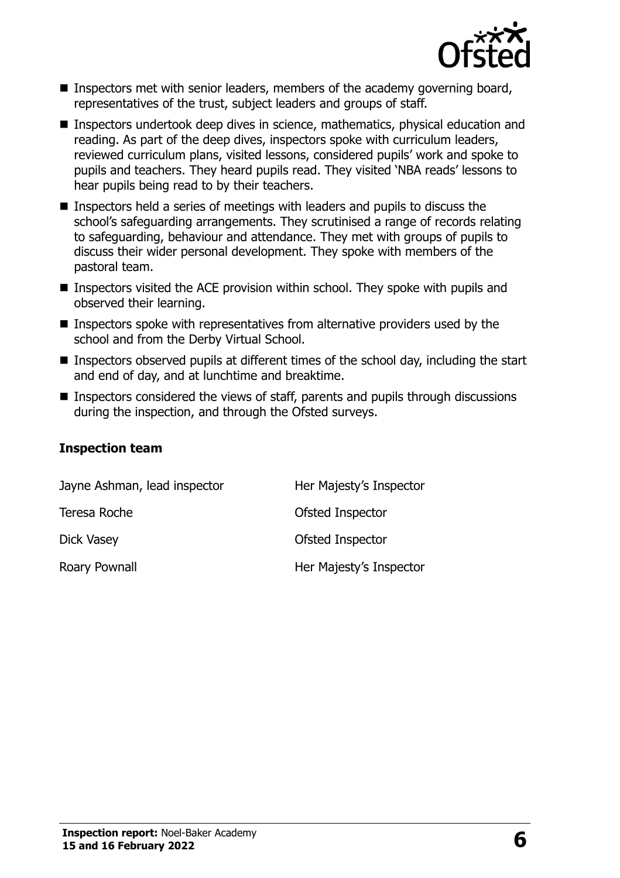- Inspectors met with senior leaders, members of the academy governing board, representatives of the trust, subject leaders and groups of staff.
- Inspectors undertook deep dives in science, mathematics, physical education and reading. As part of the deep dives, inspectors spoke with curriculum leaders, reviewed curriculum plans, visited lessons, considered pupils' work and spoke to pupils and teachers. They heard pupils read. They visited 'NBA reads' lessons to hear pupils being read to by their teachers.
- Inspectors held a series of meetings with leaders and pupils to discuss the school's safeguarding arrangements. They scrutinised a range of records relating to safeguarding, behaviour and attendance. They met with groups of pupils to discuss their wider personal development. They spoke with members of the pastoral team.
- Inspectors visited the ACE provision within school. They spoke with pupils and observed their learning.
- Inspectors spoke with representatives from alternative providers used by the school and from the Derby Virtual School.
- Inspectors observed pupils at different times of the school day, including the start and end of day, and at lunchtime and breaktime.
- Inspectors considered the views of staff, parents and pupils through discussions during the inspection, and through the Ofsted surveys.

### Inspection team

| | |
|---|---|
| Jayne Ashman, lead inspector | Her Majesty's Inspector |
| Teresa Roche | Ofsted Inspector |
| Dick Vasey | Ofsted Inspector |
| Roary Pownall | Her Majesty's Inspector |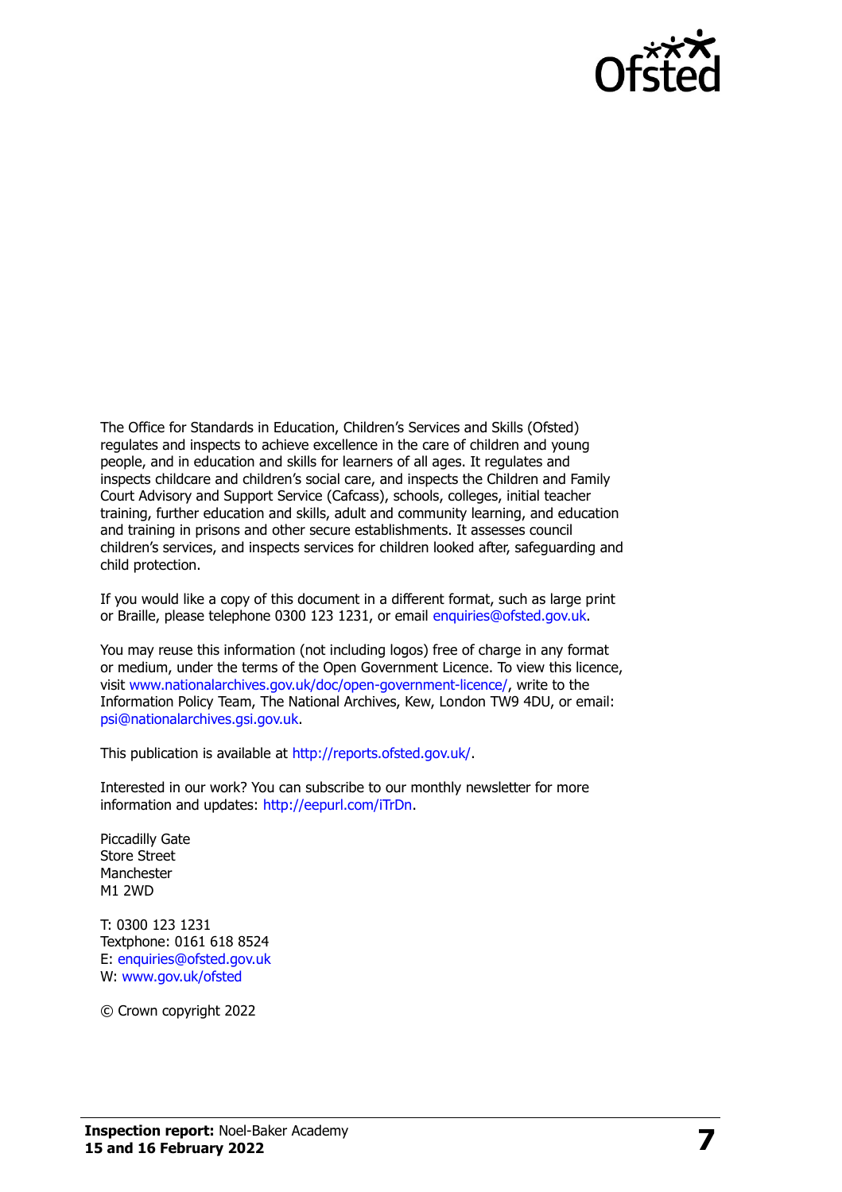The Office for Standards in Education, Children's Services and Skills (Ofsted) regulates and inspects to achieve excellence in the care of children and young people, and in education and skills for learners of all ages. It regulates and inspects childcare and children's social care, and inspects the Children and Family Court Advisory and Support Service (Cafcass), schools, colleges, initial teacher training, further education and skills, adult and community learning, and education and training in prisons and other secure establishments. It assesses council children's services, and inspects services for children looked after, safeguarding and child protection.

If you would like a copy of this document in a different format, such as large print or Braille, please telephone 0300 123 1231, or email enquiries@ofsted.gov.uk.

You may reuse this information (not including logos) free of charge in any format or medium, under the terms of the Open Government Licence. To view this licence, visit www.nationalarchives.gov.uk/doc/open-government-licence/, write to the Information Policy Team, The National Archives, Kew, London TW9 4DU, or email: psi@nationalarchives.gsi.gov.uk.

This publication is available at http://reports.ofsted.gov.uk/.

Interested in our work? You can subscribe to our monthly newsletter for more information and updates: http://eepurl.com/iTrDn.

Piccadilly Gate
Store Street
Manchester
M1 2WD

T: 0300 123 1231
Textphone: 0161 618 8524
E: enquiries@ofsted.gov.uk
W: www.gov.uk/ofsted

© Crown copyright 2022